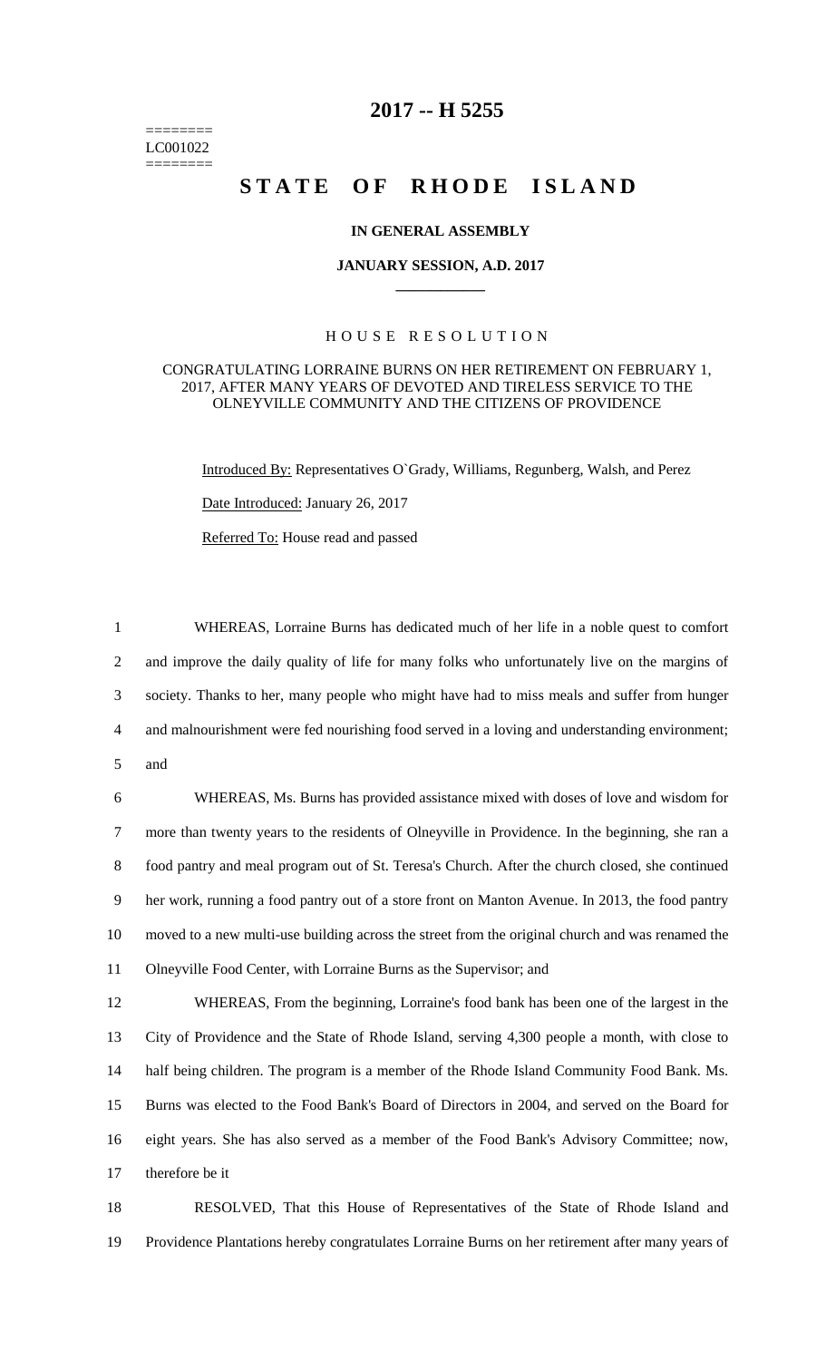========
LC001022
========

# 2017 -- H 5255

# STATE OF RHODE ISLAND

**IN GENERAL ASSEMBLY**

**JANUARY SESSION, A.D. 2017**

____________

H O U S E   R E S O L U T I O N

CONGRATULATING LORRAINE BURNS ON HER RETIREMENT ON FEBRUARY 1, 2017, AFTER MANY YEARS OF DEVOTED AND TIRELESS SERVICE TO THE OLNEYVILLE COMMUNITY AND THE CITIZENS OF PROVIDENCE

Introduced By: Representatives O`Grady, Williams, Regunberg, Walsh, and Perez

Date Introduced: January 26, 2017

Referred To: House read and passed

WHEREAS, Lorraine Burns has dedicated much of her life in a noble quest to comfort and improve the daily quality of life for many folks who unfortunately live on the margins of society. Thanks to her, many people who might have had to miss meals and suffer from hunger and malnourishment were fed nourishing food served in a loving and understanding environment; and

WHEREAS, Ms. Burns has provided assistance mixed with doses of love and wisdom for more than twenty years to the residents of Olneyville in Providence. In the beginning, she ran a food pantry and meal program out of St. Teresa's Church. After the church closed, she continued her work, running a food pantry out of a store front on Manton Avenue. In 2013, the food pantry moved to a new multi-use building across the street from the original church and was renamed the Olneyville Food Center, with Lorraine Burns as the Supervisor; and

WHEREAS, From the beginning, Lorraine's food bank has been one of the largest in the City of Providence and the State of Rhode Island, serving 4,300 people a month, with close to half being children. The program is a member of the Rhode Island Community Food Bank. Ms. Burns was elected to the Food Bank's Board of Directors in 2004, and served on the Board for eight years. She has also served as a member of the Food Bank's Advisory Committee; now, therefore be it

RESOLVED, That this House of Representatives of the State of Rhode Island and Providence Plantations hereby congratulates Lorraine Burns on her retirement after many years of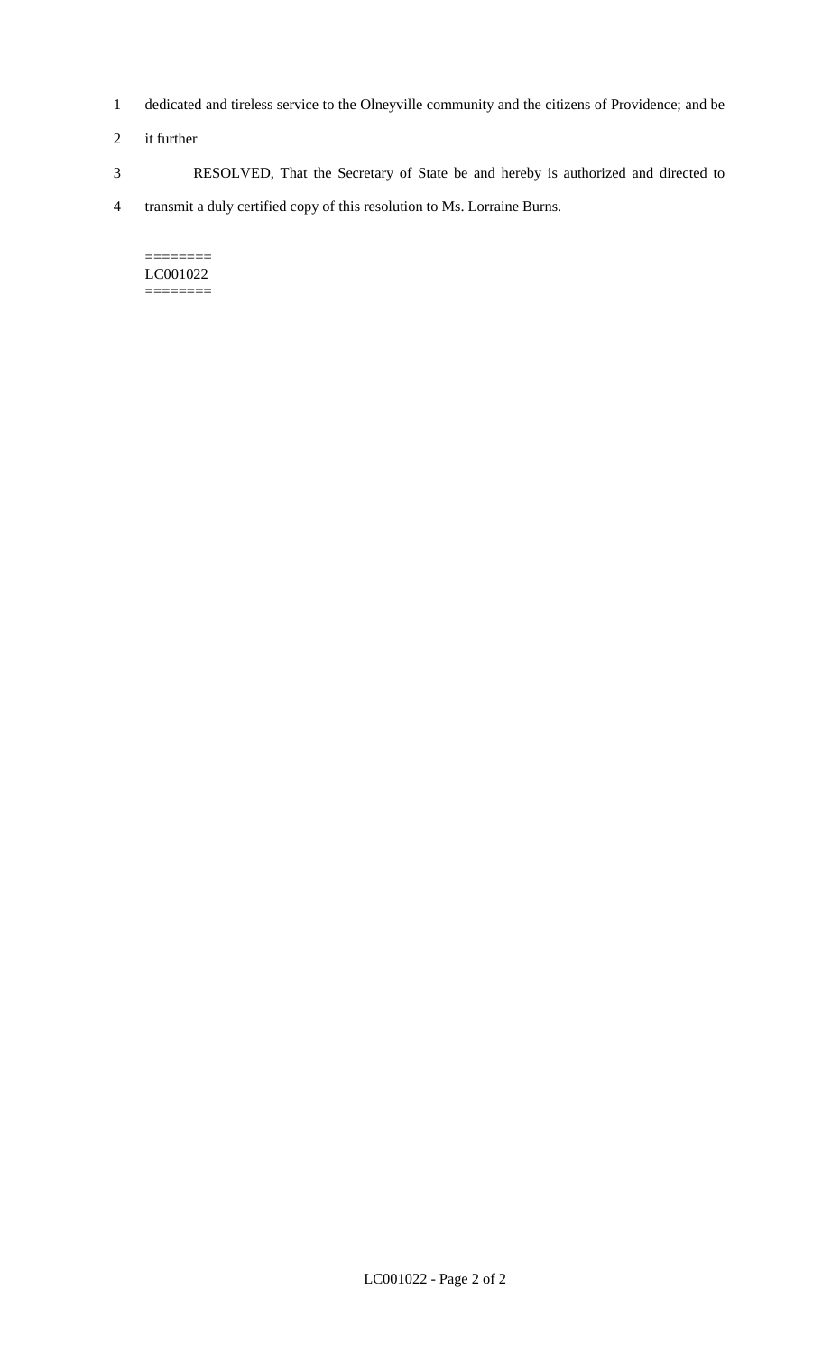dedicated and tireless service to the Olneyville community and the citizens of Providence; and be it further

RESOLVED, That the Secretary of State be and hereby is authorized and directed to transmit a duly certified copy of this resolution to Ms. Lorraine Burns.

========
LC001022
========